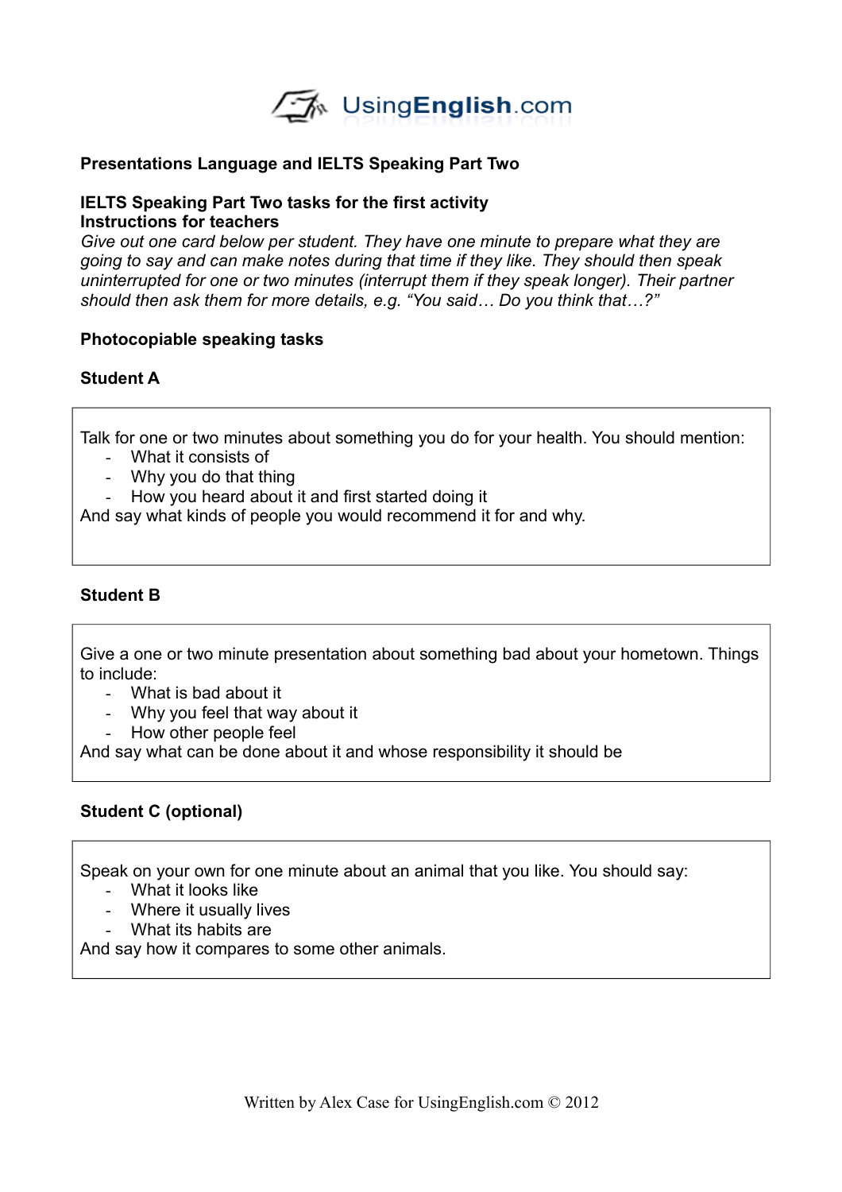UsingEnglish.com

**Presentations Language and IELTS Speaking Part Two**

**IELTS Speaking Part Two tasks for the first activity**
**Instructions for teachers**
*Give out one card below per student. They have one minute to prepare what they are going to say and can make notes during that time if they like. They should then speak uninterrupted for one or two minutes (interrupt them if they speak longer). Their partner should then ask them for more details, e.g. "You said… Do you think that…?"*

**Photocopiable speaking tasks**

**Student A**

Talk for one or two minutes about something you do for your health. You should mention:
- What it consists of
- Why you do that thing
- How you heard about it and first started doing it

And say what kinds of people you would recommend it for and why.

**Student B**

Give a one or two minute presentation about something bad about your hometown. Things to include:
- What is bad about it
- Why you feel that way about it
- How other people feel

And say what can be done about it and whose responsibility it should be

**Student C (optional)**

Speak on your own for one minute about an animal that you like. You should say:
- What it looks like
- Where it usually lives
- What its habits are

And say how it compares to some other animals.

Written by Alex Case for UsingEnglish.com © 2012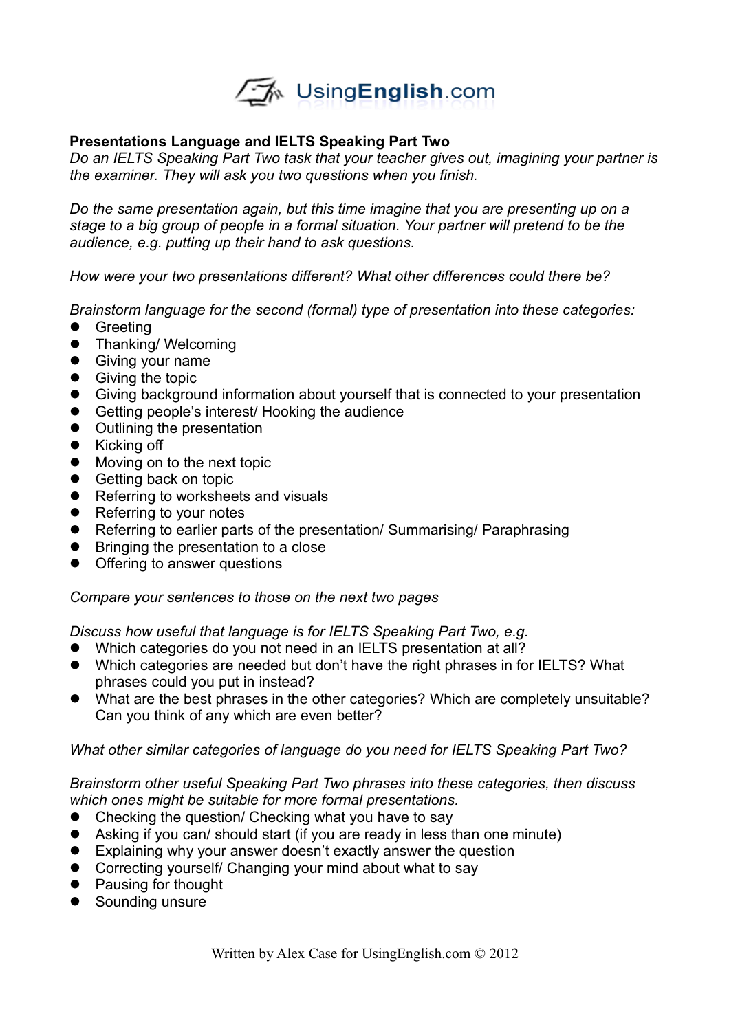**Presentations Language and IELTS Speaking Part Two**

*Do an IELTS Speaking Part Two task that your teacher gives out, imagining your partner is the examiner. They will ask you two questions when you finish.*

*Do the same presentation again, but this time imagine that you are presenting up on a stage to a big group of people in a formal situation. Your partner will pretend to be the audience, e.g. putting up their hand to ask questions.*

*How were your two presentations different? What other differences could there be?*

*Brainstorm language for the second (formal) type of presentation into these categories:*

- Greeting
- Thanking/ Welcoming
- Giving your name
- Giving the topic
- Giving background information about yourself that is connected to your presentation
- Getting people's interest/ Hooking the audience
- Outlining the presentation
- Kicking off
- Moving on to the next topic
- Getting back on topic
- Referring to worksheets and visuals
- Referring to your notes
- Referring to earlier parts of the presentation/ Summarising/ Paraphrasing
- Bringing the presentation to a close
- Offering to answer questions

*Compare your sentences to those on the next two pages*

*Discuss how useful that language is for IELTS Speaking Part Two, e.g.*

- Which categories do you not need in an IELTS presentation at all?
- Which categories are needed but don't have the right phrases in for IELTS? What phrases could you put in instead?
- What are the best phrases in the other categories? Which are completely unsuitable? Can you think of any which are even better?

*What other similar categories of language do you need for IELTS Speaking Part Two?*

*Brainstorm other useful Speaking Part Two phrases into these categories, then discuss which ones might be suitable for more formal presentations.*

- Checking the question/ Checking what you have to say
- Asking if you can/ should start (if you are ready in less than one minute)
- Explaining why your answer doesn't exactly answer the question
- Correcting yourself/ Changing your mind about what to say
- Pausing for thought
- Sounding unsure

Written by Alex Case for UsingEnglish.com © 2012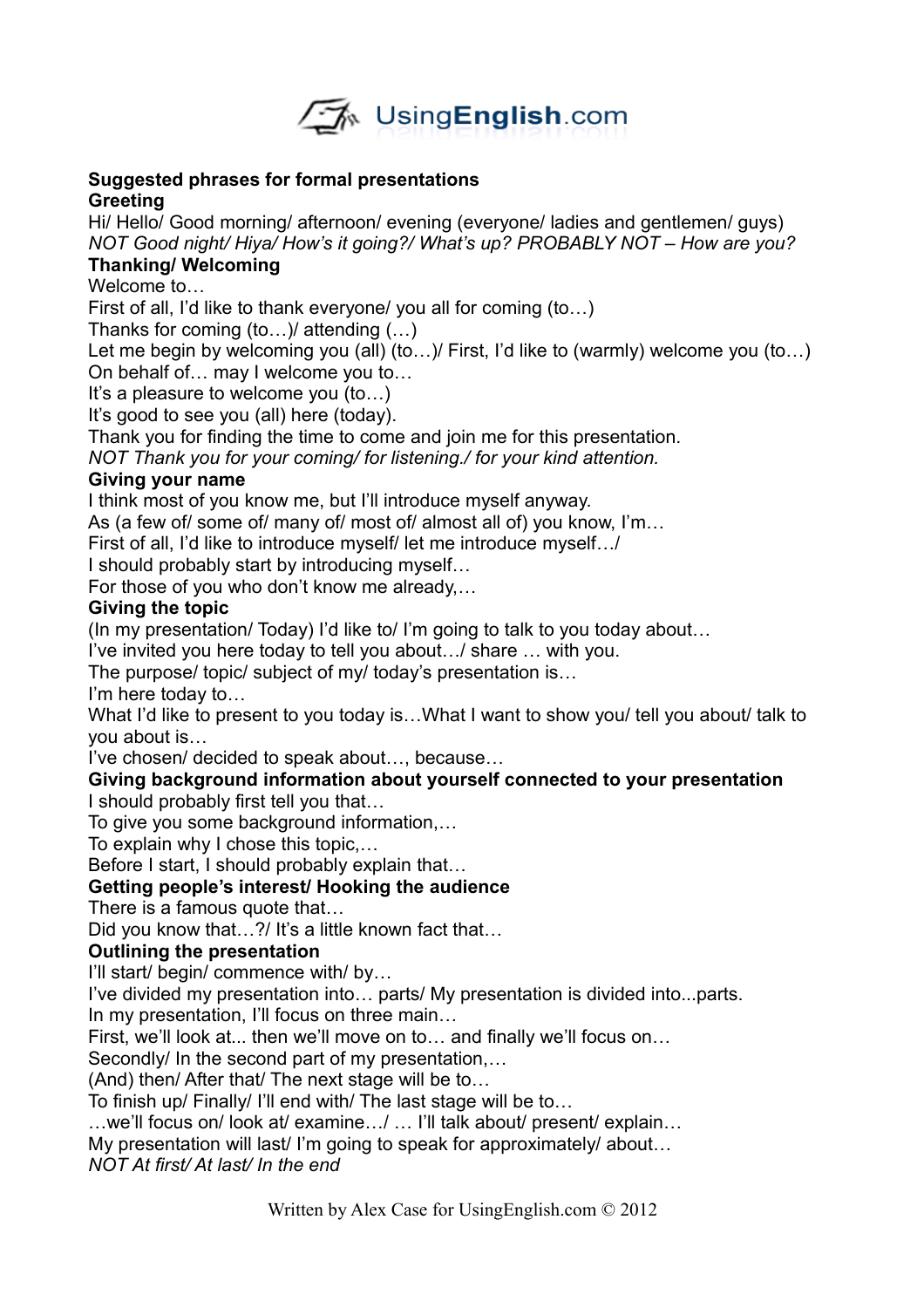## Suggested phrases for formal presentations

### Greeting

Hi/ Hello/ Good morning/ afternoon/ evening (everyone/ ladies and gentlemen/ guys)
*NOT Good night/ Hiya/ How's it going?/ What's up? PROBABLY NOT – How are you?*

### Thanking/ Welcoming

Welcome to…
First of all, I'd like to thank everyone/ you all for coming (to…)
Thanks for coming (to…)/ attending (…)
Let me begin by welcoming you (all) (to…)/ First, I'd like to (warmly) welcome you (to…)
On behalf of… may I welcome you to…
It's a pleasure to welcome you (to…)
It's good to see you (all) here (today).
Thank you for finding the time to come and join me for this presentation.
*NOT Thank you for your coming/ for listening./ for your kind attention.*

### Giving your name

I think most of you know me, but I'll introduce myself anyway.
As (a few of/ some of/ many of/ most of/ almost all of) you know, I'm…
First of all, I'd like to introduce myself/ let me introduce myself…/
I should probably start by introducing myself…
For those of you who don't know me already,…

### Giving the topic

(In my presentation/ Today) I'd like to/ I'm going to talk to you today about…
I've invited you here today to tell you about…/ share … with you.
The purpose/ topic/ subject of my/ today's presentation is…
I'm here today to…
What I'd like to present to you today is…What I want to show you/ tell you about/ talk to you about is…
I've chosen/ decided to speak about…, because…

### Giving background information about yourself connected to your presentation

I should probably first tell you that…
To give you some background information,…
To explain why I chose this topic,…
Before I start, I should probably explain that…

### Getting people's interest/ Hooking the audience

There is a famous quote that…
Did you know that…?/ It's a little known fact that…

### Outlining the presentation

I'll start/ begin/ commence with/ by…
I've divided my presentation into… parts/ My presentation is divided into...parts.
In my presentation, I'll focus on three main…
First, we'll look at... then we'll move on to… and finally we'll focus on…
Secondly/ In the second part of my presentation,…
(And) then/ After that/ The next stage will be to…
To finish up/ Finally/ I'll end with/ The last stage will be to…
…we'll focus on/ look at/ examine…/ … I'll talk about/ present/ explain…
My presentation will last/ I'm going to speak for approximately/ about…
*NOT At first/ At last/ In the end*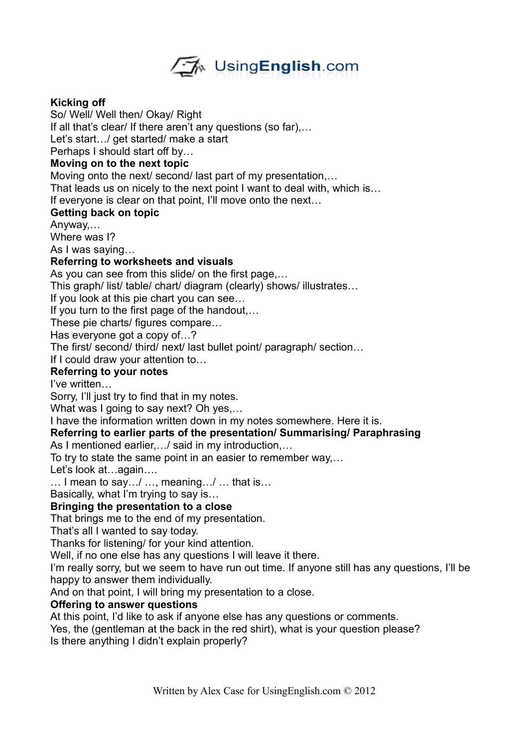**Kicking off**
So/ Well/ Well then/ Okay/ Right
If all that's clear/ If there aren't any questions (so far),…
Let's start…/ get started/ make a start
Perhaps I should start off by…

**Moving on to the next topic**
Moving onto the next/ second/ last part of my presentation,…
That leads us on nicely to the next point I want to deal with, which is…
If everyone is clear on that point, I'll move onto the next…

**Getting back on topic**
Anyway,…
Where was I?
As I was saying…

**Referring to worksheets and visuals**
As you can see from this slide/ on the first page,…
This graph/ list/ table/ chart/ diagram (clearly) shows/ illustrates…
If you look at this pie chart you can see…
If you turn to the first page of the handout,…
These pie charts/ figures compare…
Has everyone got a copy of…?
The first/ second/ third/ next/ last bullet point/ paragraph/ section…
If I could draw your attention to…

**Referring to your notes**
I've written…
Sorry, I'll just try to find that in my notes.
What was I going to say next? Oh yes,…
I have the information written down in my notes somewhere. Here it is.

**Referring to earlier parts of the presentation/ Summarising/ Paraphrasing**
As I mentioned earlier,…/ said in my introduction,…
To try to state the same point in an easier to remember way,…
Let's look at…again….
… I mean to say…/ …, meaning…/ … that is…
Basically, what I'm trying to say is…

**Bringing the presentation to a close**
That brings me to the end of my presentation.
That's all I wanted to say today.
Thanks for listening/ for your kind attention.
Well, if no one else has any questions I will leave it there.
I'm really sorry, but we seem to have run out time. If anyone still has any questions, I'll be happy to answer them individually.
And on that point, I will bring my presentation to a close.

**Offering to answer questions**
At this point, I'd like to ask if anyone else has any questions or comments.
Yes, the (gentleman at the back in the red shirt), what is your question please?
Is there anything I didn't explain properly?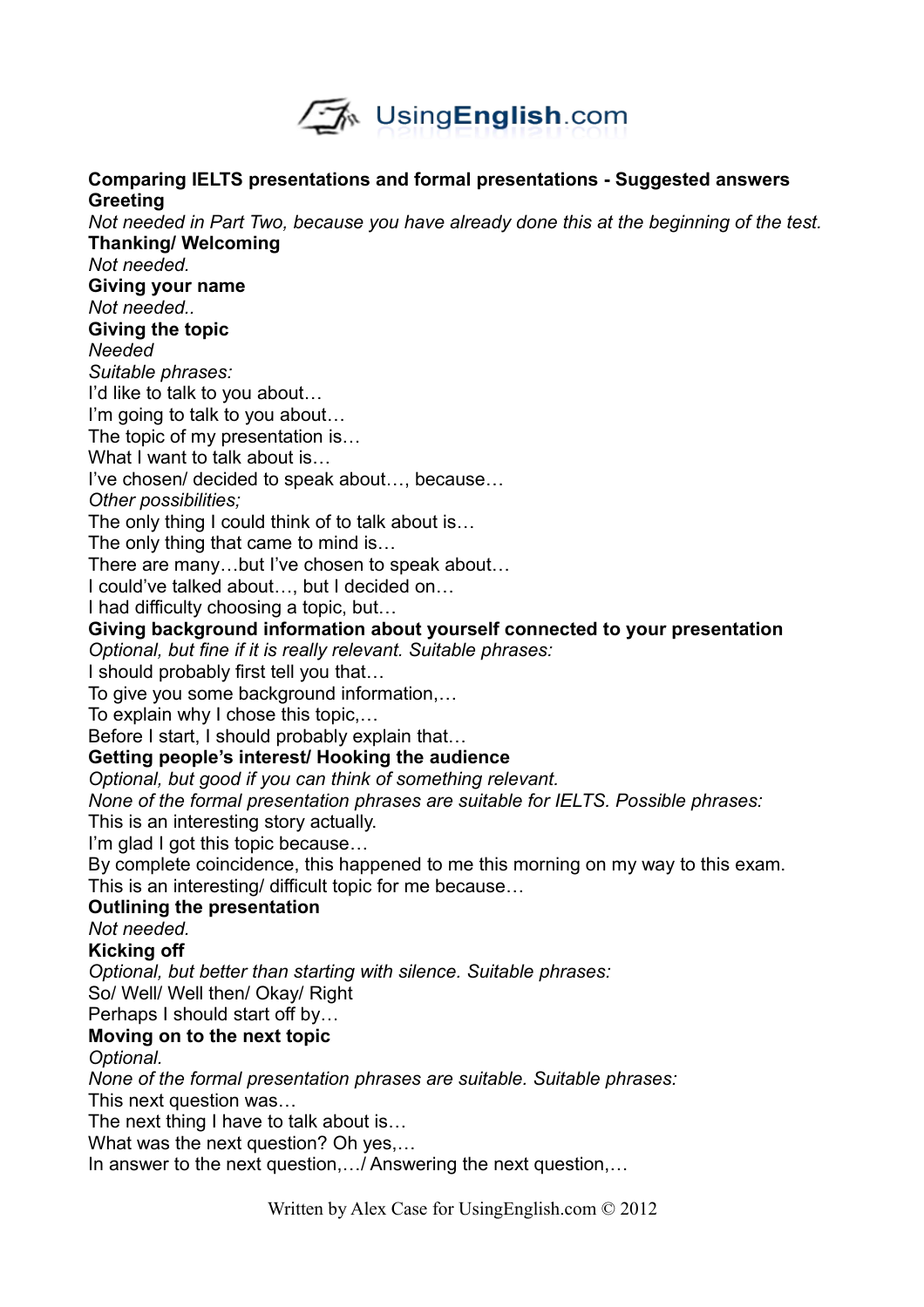**Comparing IELTS presentations and formal presentations - Suggested answers**

**Greeting**

*Not needed in Part Two, because you have already done this at the beginning of the test.*

**Thanking/ Welcoming**

*Not needed.*

**Giving your name**

*Not needed..*

**Giving the topic**

*Needed*

*Suitable phrases:*

I'd like to talk to you about…
I'm going to talk to you about…
The topic of my presentation is…
What I want to talk about is…
I've chosen/ decided to speak about…, because…

*Other possibilities;*

The only thing I could think of to talk about is…
The only thing that came to mind is…
There are many…but I've chosen to speak about…
I could've talked about…, but I decided on…
I had difficulty choosing a topic, but…

**Giving background information about yourself connected to your presentation**

*Optional, but fine if it is really relevant. Suitable phrases:*

I should probably first tell you that…
To give you some background information,…
To explain why I chose this topic,…
Before I start, I should probably explain that…

**Getting people's interest/ Hooking the audience**

*Optional, but good if you can think of something relevant.*

*None of the formal presentation phrases are suitable for IELTS. Possible phrases:*

This is an interesting story actually.
I'm glad I got this topic because…
By complete coincidence, this happened to me this morning on my way to this exam.
This is an interesting/ difficult topic for me because…

**Outlining the presentation**

*Not needed.*

**Kicking off**

*Optional, but better than starting with silence. Suitable phrases:*

So/ Well/ Well then/ Okay/ Right
Perhaps I should start off by…

**Moving on to the next topic**

*Optional.*

*None of the formal presentation phrases are suitable. Suitable phrases:*

This next question was…
The next thing I have to talk about is…
What was the next question? Oh yes,…
In answer to the next question,…/ Answering the next question,…

Written by Alex Case for UsingEnglish.com © 2012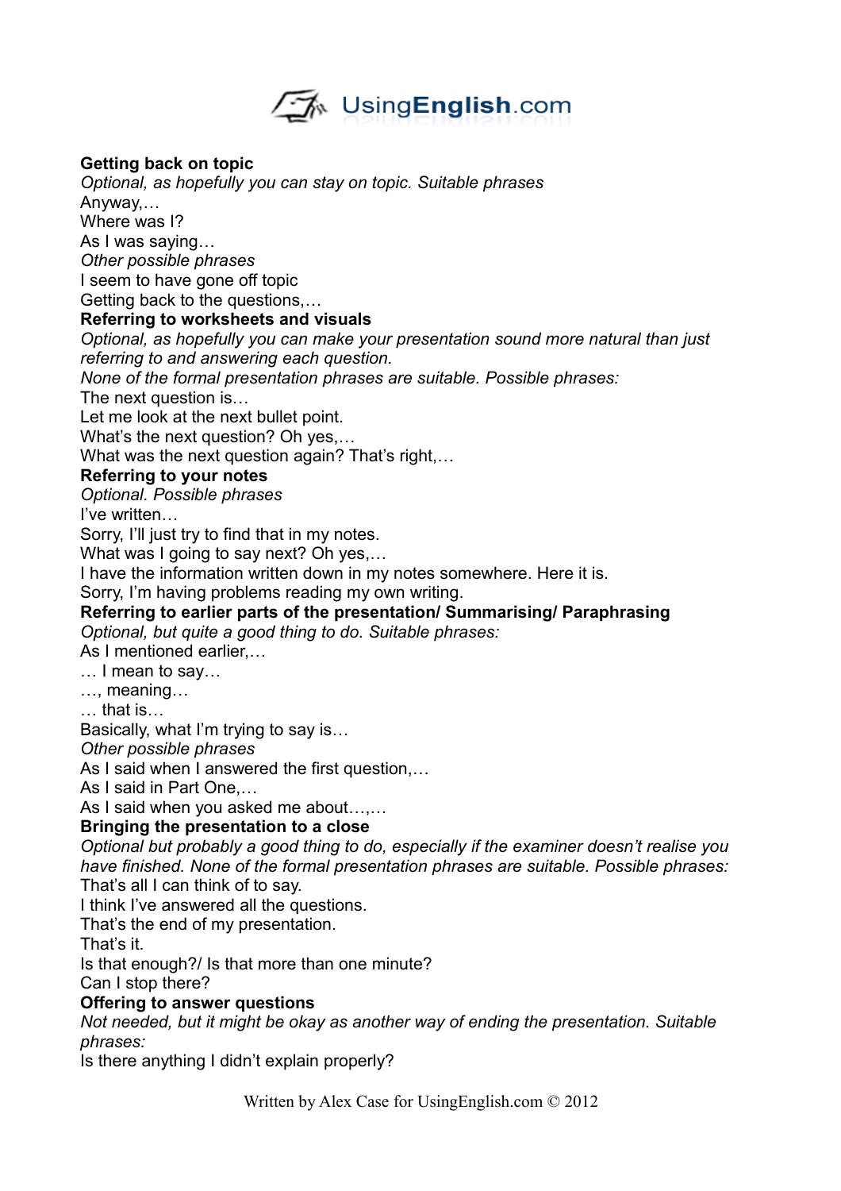**Getting back on topic**

*Optional, as hopefully you can stay on topic. Suitable phrases*

Anyway,…

Where was I?

As I was saying…

*Other possible phrases*

I seem to have gone off topic

Getting back to the questions,…

**Referring to worksheets and visuals**

*Optional, as hopefully you can make your presentation sound more natural than just referring to and answering each question.*

*None of the formal presentation phrases are suitable. Possible phrases:*

The next question is…

Let me look at the next bullet point.

What's the next question? Oh yes,…

What was the next question again? That's right,…

**Referring to your notes**

*Optional. Possible phrases*

I've written…

Sorry, I'll just try to find that in my notes.

What was I going to say next? Oh yes,…

I have the information written down in my notes somewhere. Here it is.

Sorry, I'm having problems reading my own writing.

**Referring to earlier parts of the presentation/ Summarising/ Paraphrasing**

*Optional, but quite a good thing to do. Suitable phrases:*

As I mentioned earlier,…

… I mean to say…

…, meaning…

… that is…

Basically, what I'm trying to say is…

*Other possible phrases*

As I said when I answered the first question,…

As I said in Part One,…

As I said when you asked me about…,…

**Bringing the presentation to a close**

*Optional but probably a good thing to do, especially if the examiner doesn't realise you have finished. None of the formal presentation phrases are suitable. Possible phrases:*

That's all I can think of to say.

I think I've answered all the questions.

That's the end of my presentation.

That's it.

Is that enough?/ Is that more than one minute?

Can I stop there?

**Offering to answer questions**

*Not needed, but it might be okay as another way of ending the presentation. Suitable phrases:*

Is there anything I didn't explain properly?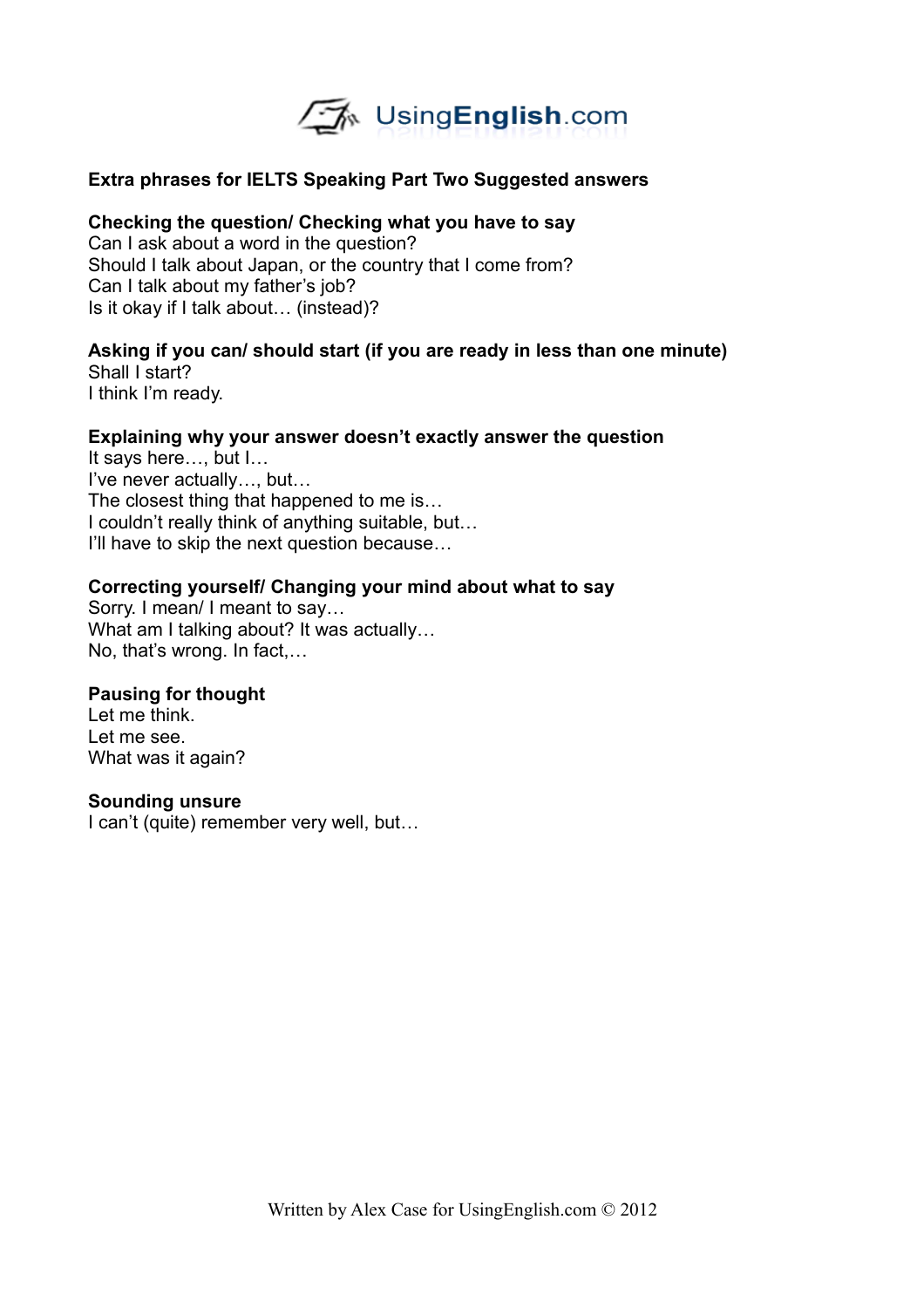**Extra phrases for IELTS Speaking Part Two Suggested answers**

**Checking the question/ Checking what you have to say**

Can I ask about a word in the question?
Should I talk about Japan, or the country that I come from?
Can I talk about my father's job?
Is it okay if I talk about… (instead)?

**Asking if you can/ should start (if you are ready in less than one minute)**

Shall I start?
I think I'm ready.

**Explaining why your answer doesn't exactly answer the question**

It says here…, but I…
I've never actually…, but…
The closest thing that happened to me is…
I couldn't really think of anything suitable, but…
I'll have to skip the next question because…

**Correcting yourself/ Changing your mind about what to say**

Sorry. I mean/ I meant to say…
What am I talking about? It was actually…
No, that's wrong. In fact,…

**Pausing for thought**

Let me think.
Let me see.
What was it again?

**Sounding unsure**

I can't (quite) remember very well, but…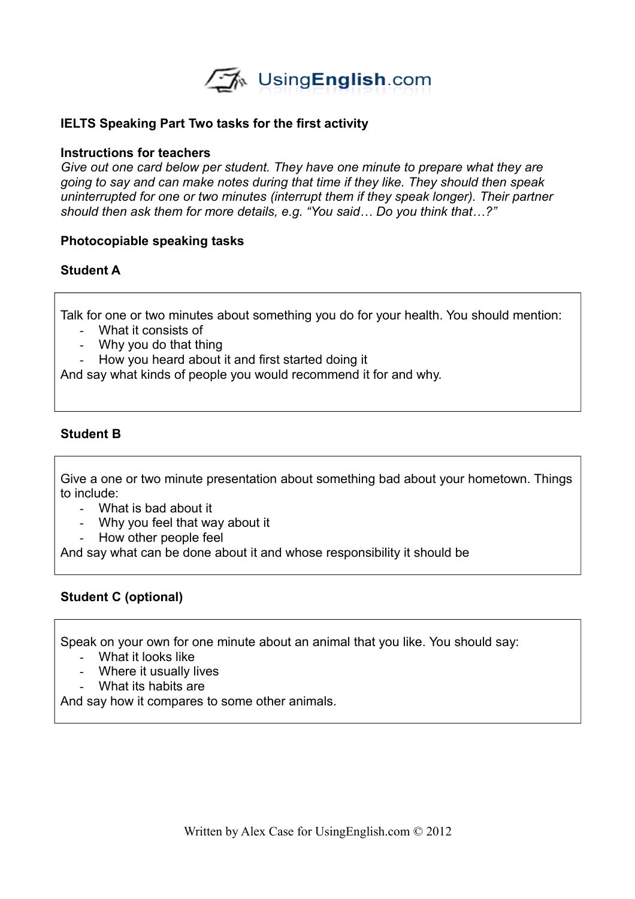**IELTS Speaking Part Two tasks for the first activity**

**Instructions for teachers**

*Give out one card below per student. They have one minute to prepare what they are going to say and can make notes during that time if they like. They should then speak uninterrupted for one or two minutes (interrupt them if they speak longer). Their partner should then ask them for more details, e.g. "You said… Do you think that…?"*

**Photocopiable speaking tasks**

**Student A**

Talk for one or two minutes about something you do for your health. You should mention:

- What it consists of
- Why you do that thing
- How you heard about it and first started doing it

And say what kinds of people you would recommend it for and why.

**Student B**

Give a one or two minute presentation about something bad about your hometown. Things to include:

- What is bad about it
- Why you feel that way about it
- How other people feel

And say what can be done about it and whose responsibility it should be

**Student C (optional)**

Speak on your own for one minute about an animal that you like. You should say:

- What it looks like
- Where it usually lives
- What its habits are

And say how it compares to some other animals.

Written by Alex Case for UsingEnglish.com © 2012